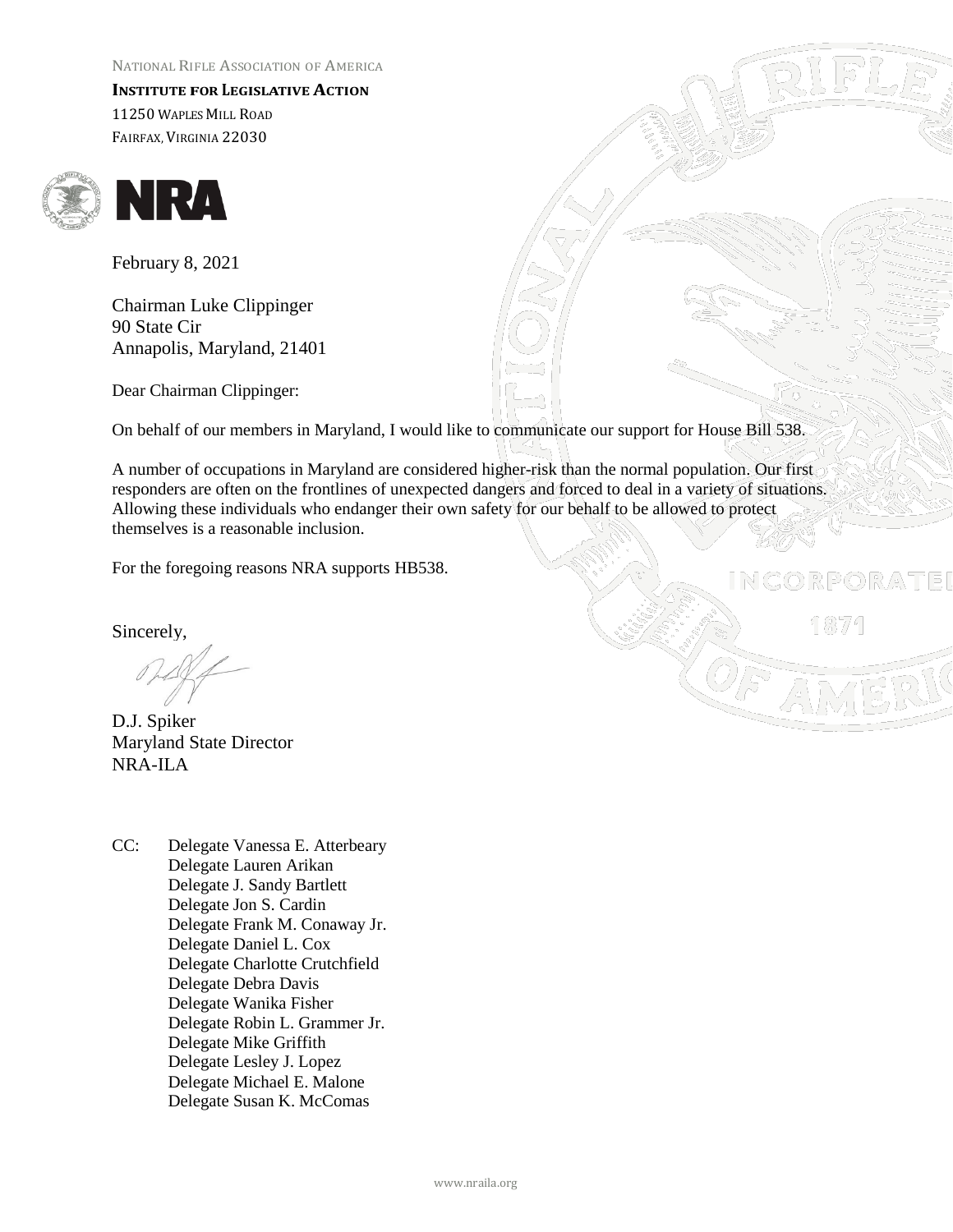NATIONAL RIFLE ASSOCIATION OF AMERICA
**INSTITUTE FOR LEGISLATIVE ACTION**
11250 WAPLES MILL ROAD
FAIRFAX, VIRGINIA 22030

NRA

February 8, 2021

Chairman Luke Clippinger
90 State Cir
Annapolis, Maryland, 21401

Dear Chairman Clippinger:

On behalf of our members in Maryland, I would like to communicate our support for House Bill 538.

A number of occupations in Maryland are considered higher-risk than the normal population. Our first responders are often on the frontlines of unexpected dangers and forced to deal in a variety of situations. Allowing these individuals who endanger their own safety for our behalf to be allowed to protect themselves is a reasonable inclusion.

For the foregoing reasons NRA supports HB538.

Sincerely,

D.J. Spiker
Maryland State Director
NRA-ILA

CC: Delegate Vanessa E. Atterbeary
Delegate Lauren Arikan
Delegate J. Sandy Bartlett
Delegate Jon S. Cardin
Delegate Frank M. Conaway Jr.
Delegate Daniel L. Cox
Delegate Charlotte Crutchfield
Delegate Debra Davis
Delegate Wanika Fisher
Delegate Robin L. Grammer Jr.
Delegate Mike Griffith
Delegate Lesley J. Lopez
Delegate Michael E. Malone
Delegate Susan K. McComas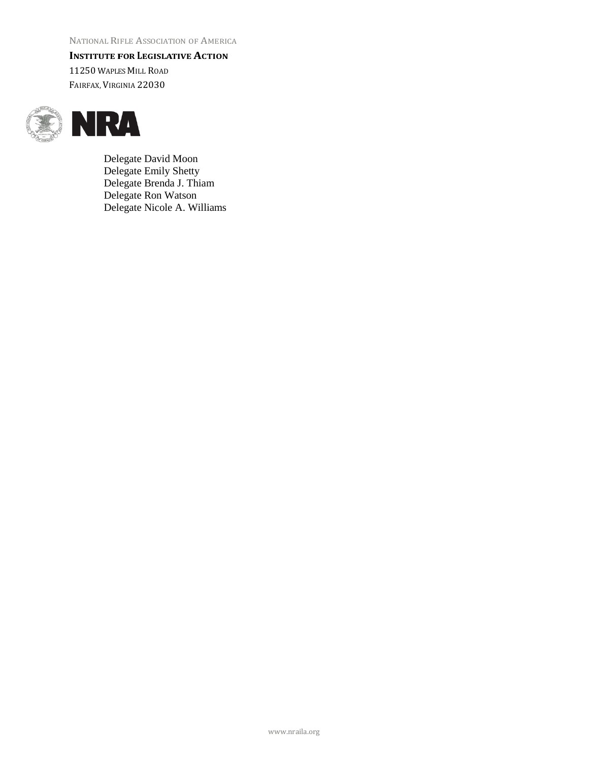NATIONAL RIFLE ASSOCIATION OF AMERICA

**INSTITUTE FOR LEGISLATIVE ACTION**

11250 WAPLES MILL ROAD
FAIRFAX, VIRGINIA 22030

NRA

Delegate David Moon
Delegate Emily Shetty
Delegate Brenda J. Thiam
Delegate Ron Watson
Delegate Nicole A. Williams

www.nraila.org